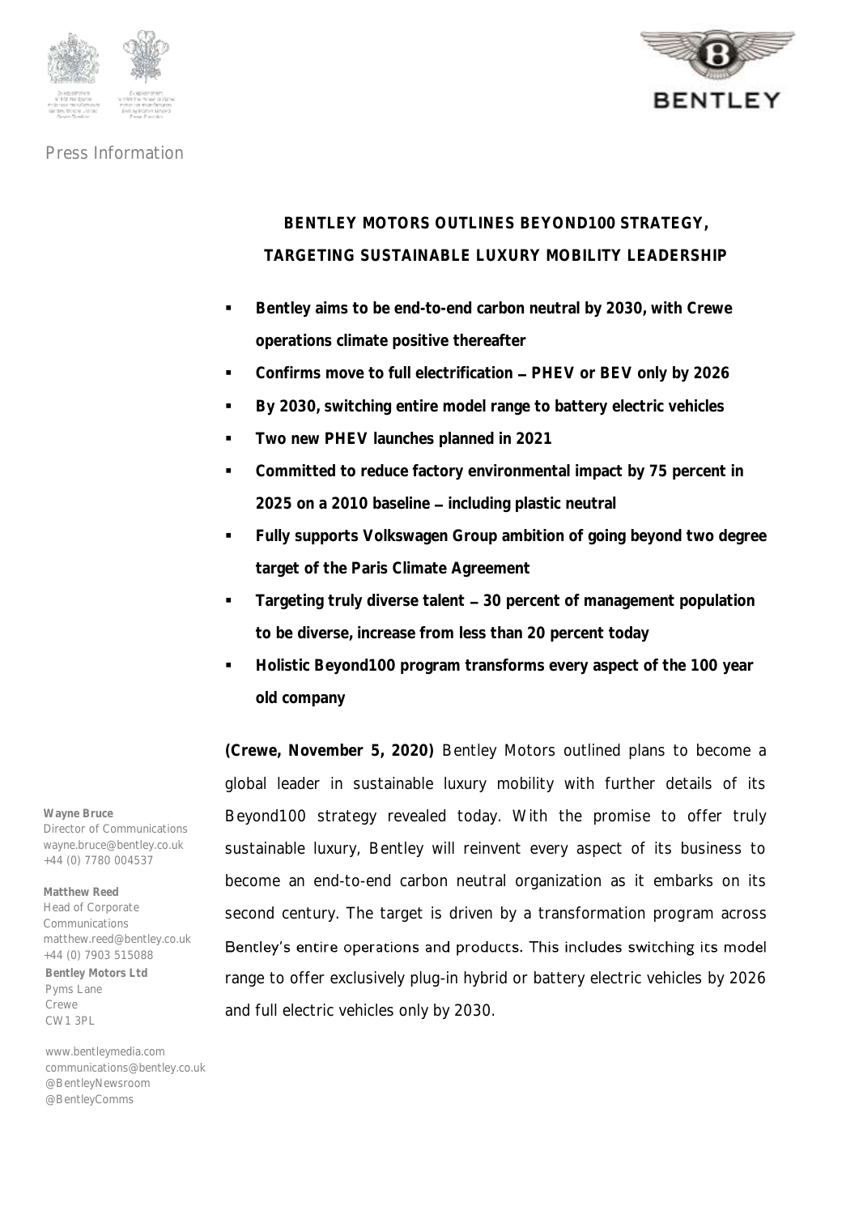Press Information

# BENTLEY MOTORS OUTLINES BEYOND100 STRATEGY, TARGETING SUSTAINABLE LUXURY MOBILITY LEADERSHIP

- **Bentley aims to be end-to-end carbon neutral by 2030, with Crewe operations climate positive thereafter**
- **Confirms move to full electrification – PHEV or BEV only by 2026**
- **By 2030, switching entire model range to battery electric vehicles**
- **Two new PHEV launches planned in 2021**
- **Committed to reduce factory environmental impact by 75 percent in 2025 on a 2010 baseline – including plastic neutral**
- **Fully supports Volkswagen Group ambition of going beyond two degree target of the Paris Climate Agreement**
- **Targeting truly diverse talent – 30 percent of management population to be diverse, increase from less than 20 percent today**
- **Holistic Beyond100 program transforms every aspect of the 100 year old company**

**(Crewe, November 5, 2020)** Bentley Motors outlined plans to become a global leader in sustainable luxury mobility with further details of its Beyond100 strategy revealed today. With the promise to offer truly sustainable luxury, Bentley will reinvent every aspect of its business to become an end-to-end carbon neutral organization as it embarks on its second century. The target is driven by a transformation program across Bentley's entire operations and products. This includes switching its model range to offer exclusively plug-in hybrid or battery electric vehicles by 2026 and full electric vehicles only by 2030.

**Wayne Bruce**
Director of Communications
wayne.bruce@bentley.co.uk
+44 (0) 7780 004537

**Matthew Reed**
Head of Corporate Communications
matthew.reed@bentley.co.uk
+44 (0) 7903 515088

**Bentley Motors Ltd**
Pyms Lane
Crewe
CW1 3PL

www.bentleymedia.com
communications@bentley.co.uk
@BentleyNewsroom
@BentleyComms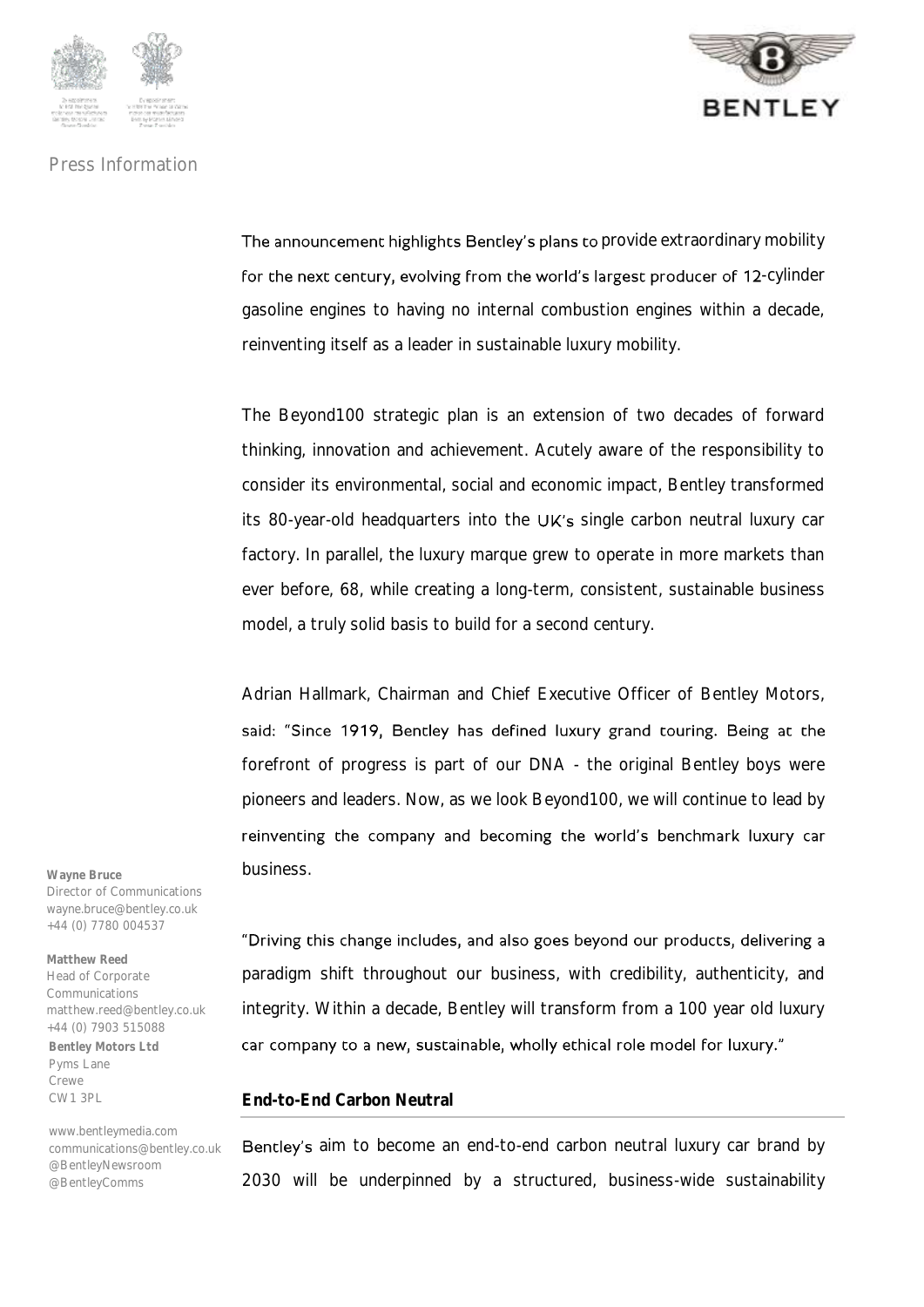The announcement highlights Bentley's plans to provide extraordinary mobility for the next century, evolving from the world's largest producer of 12-cylinder gasoline engines to having no internal combustion engines within a decade, reinventing itself as a leader in sustainable luxury mobility.

The Beyond100 strategic plan is an extension of two decades of forward thinking, innovation and achievement. Acutely aware of the responsibility to consider its environmental, social and economic impact, Bentley transformed its 80-year-old headquarters into the UK's single carbon neutral luxury car factory. In parallel, the luxury marque grew to operate in more markets than ever before, 68, while creating a long-term, consistent, sustainable business model, a truly solid basis to build for a second century.

Adrian Hallmark, Chairman and Chief Executive Officer of Bentley Motors, said: "Since 1919, Bentley has defined luxury grand touring. Being at the forefront of progress is part of our DNA - the original Bentley boys were pioneers and leaders. Now, as we look Beyond100, we will continue to lead by reinventing the company and becoming the world's benchmark luxury car business.

"Driving this change includes, and also goes beyond our products, delivering a paradigm shift throughout our business, with credibility, authenticity, and integrity. Within a decade, Bentley will transform from a 100 year old luxury car company to a new, sustainable, wholly ethical role model for luxury."

**End-to-End Carbon Neutral**

Bentley's aim to become an end-to-end carbon neutral luxury car brand by 2030 will be underpinned by a structured, business-wide sustainability

**Wayne Bruce**
Director of Communications
wayne.bruce@bentley.co.uk
+44 (0) 7780 004537

**Matthew Reed**
Head of Corporate Communications
matthew.reed@bentley.co.uk
+44 (0) 7903 515088

**Bentley Motors Ltd**
Pyms Lane
Crewe
CW1 3PL

www.bentleymedia.com
communications@bentley.co.uk
@BentleyNewsroom
@BentleyComms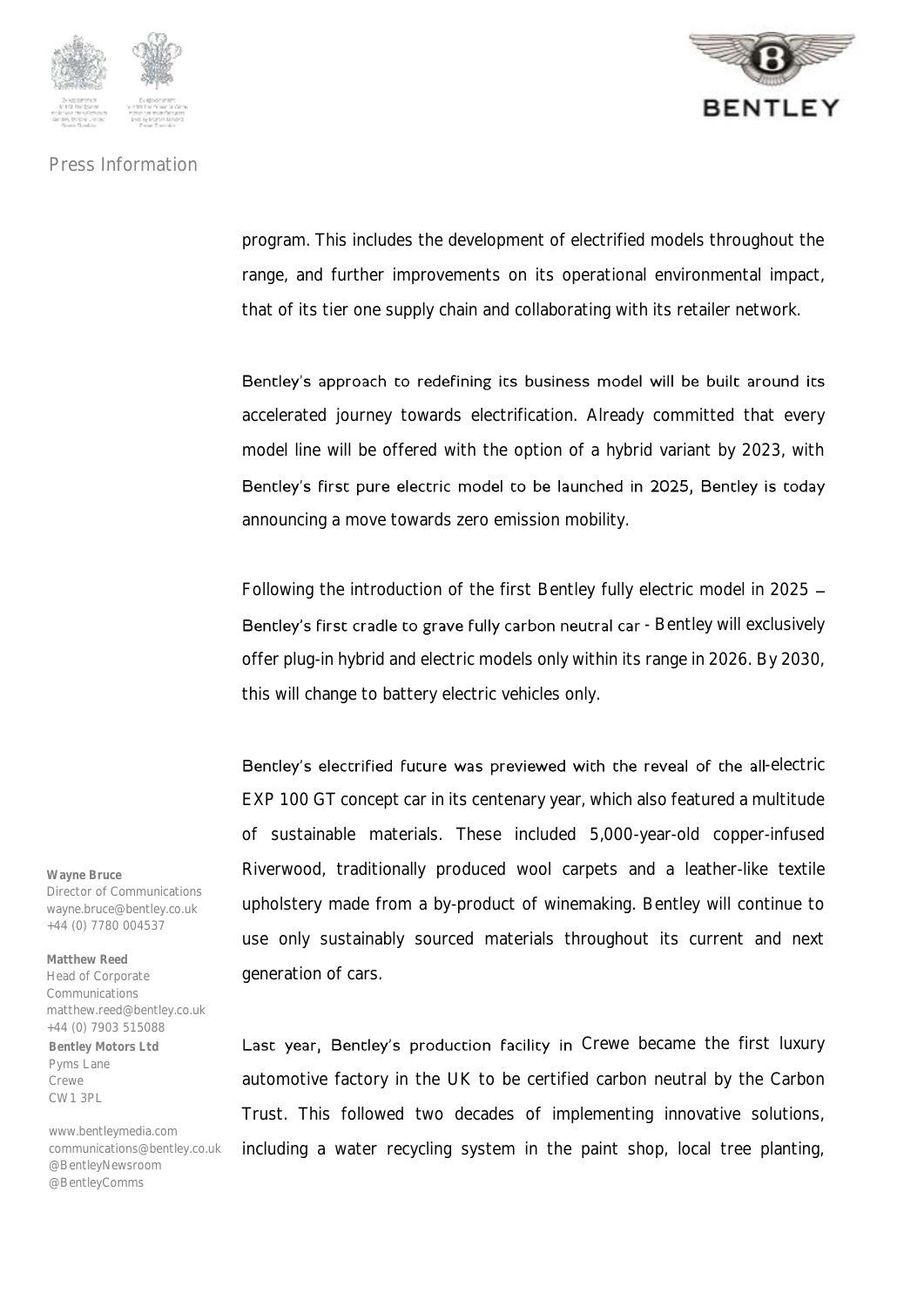program. This includes the development of electrified models throughout the range, and further improvements on its operational environmental impact, that of its tier one supply chain and collaborating with its retailer network.

Bentley's approach to redefining its business model will be built around its accelerated journey towards electrification. Already committed that every model line will be offered with the option of a hybrid variant by 2023, with Bentley's first pure electric model to be launched in 2025, Bentley is today announcing a move towards zero emission mobility.

Following the introduction of the first Bentley fully electric model in 2025 – Bentley's first cradle to grave fully carbon neutral car - Bentley will exclusively offer plug-in hybrid and electric models only within its range in 2026. By 2030, this will change to battery electric vehicles only.

Bentley's electrified future was previewed with the reveal of the all-electric EXP 100 GT concept car in its centenary year, which also featured a multitude of sustainable materials. These included 5,000-year-old copper-infused Riverwood, traditionally produced wool carpets and a leather-like textile upholstery made from a by-product of winemaking. Bentley will continue to use only sustainably sourced materials throughout its current and next generation of cars.

Last year, Bentley's production facility in Crewe became the first luxury automotive factory in the UK to be certified carbon neutral by the Carbon Trust. This followed two decades of implementing innovative solutions, including a water recycling system in the paint shop, local tree planting,

**Wayne Bruce**
Director of Communications
wayne.bruce@bentley.co.uk
+44 (0) 7780 004537

**Matthew Reed**
Head of Corporate Communications
matthew.reed@bentley.co.uk
+44 (0) 7903 515088

**Bentley Motors Ltd**
Pyms Lane
Crewe
CW1 3PL

www.bentleymedia.com
communications@bentley.co.uk
@BentleyNewsroom
@BentleyComms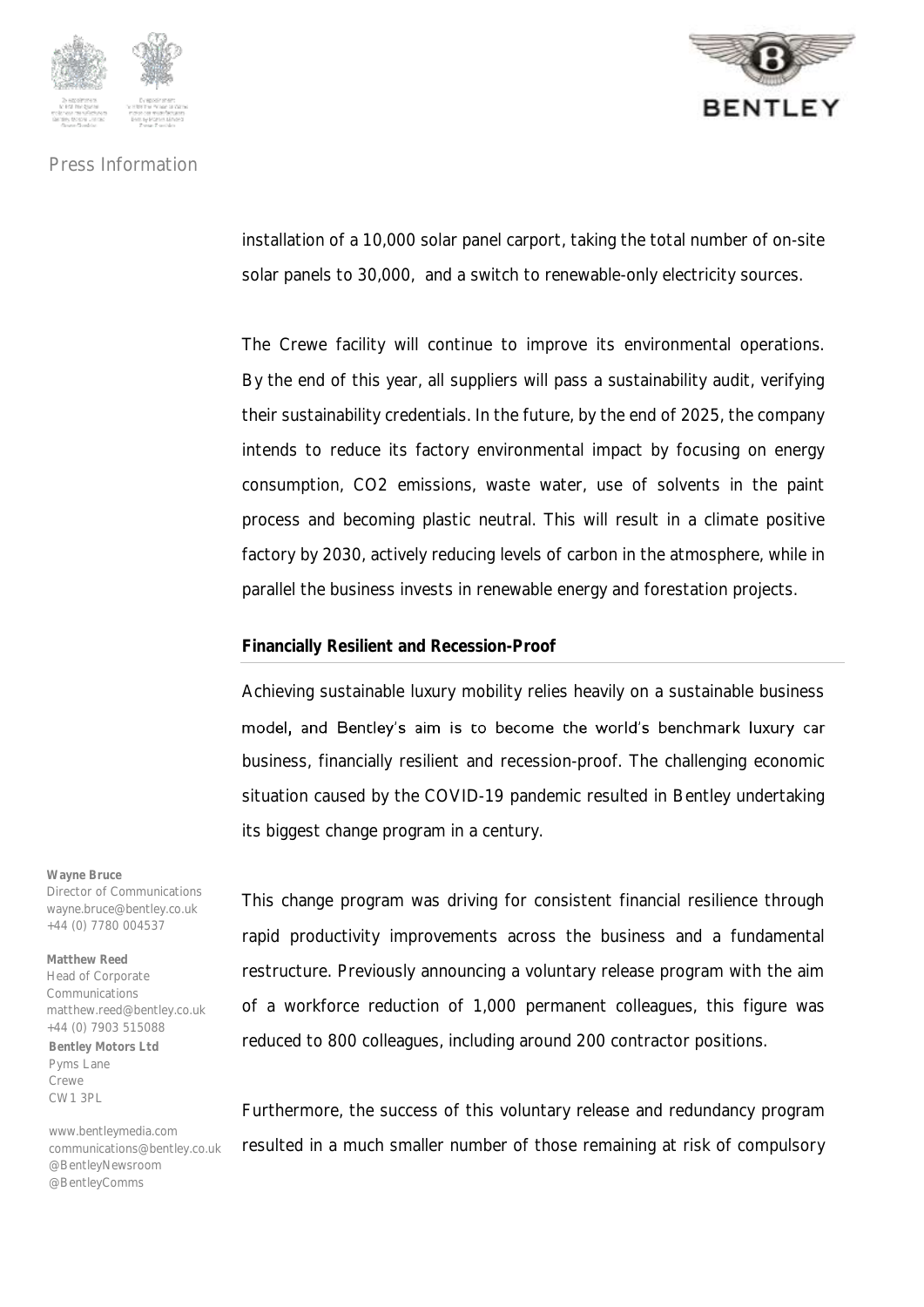installation of a 10,000 solar panel carport, taking the total number of on-site solar panels to 30,000, and a switch to renewable-only electricity sources.

The Crewe facility will continue to improve its environmental operations. By the end of this year, all suppliers will pass a sustainability audit, verifying their sustainability credentials. In the future, by the end of 2025, the company intends to reduce its factory environmental impact by focusing on energy consumption, $CO_2$ emissions, waste water, use of solvents in the paint process and becoming plastic neutral. This will result in a climate positive factory by 2030, actively reducing levels of carbon in the atmosphere, while in parallel the business invests in renewable energy and forestation projects.

**Financially Resilient and Recession-Proof**

Achieving sustainable luxury mobility relies heavily on a sustainable business model, and Bentley's aim is to become the world's benchmark luxury car business, financially resilient and recession-proof. The challenging economic situation caused by the COVID-19 pandemic resulted in Bentley undertaking its biggest change program in a century.

This change program was driving for consistent financial resilience through rapid productivity improvements across the business and a fundamental restructure. Previously announcing a voluntary release program with the aim of a workforce reduction of 1,000 permanent colleagues, this figure was reduced to 800 colleagues, including around 200 contractor positions.

Furthermore, the success of this voluntary release and redundancy program resulted in a much smaller number of those remaining at risk of compulsory

**Wayne Bruce**
Director of Communications
wayne.bruce@bentley.co.uk
+44 (0) 7780 004537

**Matthew Reed**
Head of Corporate Communications
matthew.reed@bentley.co.uk
+44 (0) 7903 515088

**Bentley Motors Ltd**
Pyms Lane
Crewe
CW1 3PL

www.bentleymedia.com
communications@bentley.co.uk
@BentleyNewsroom
@BentleyComms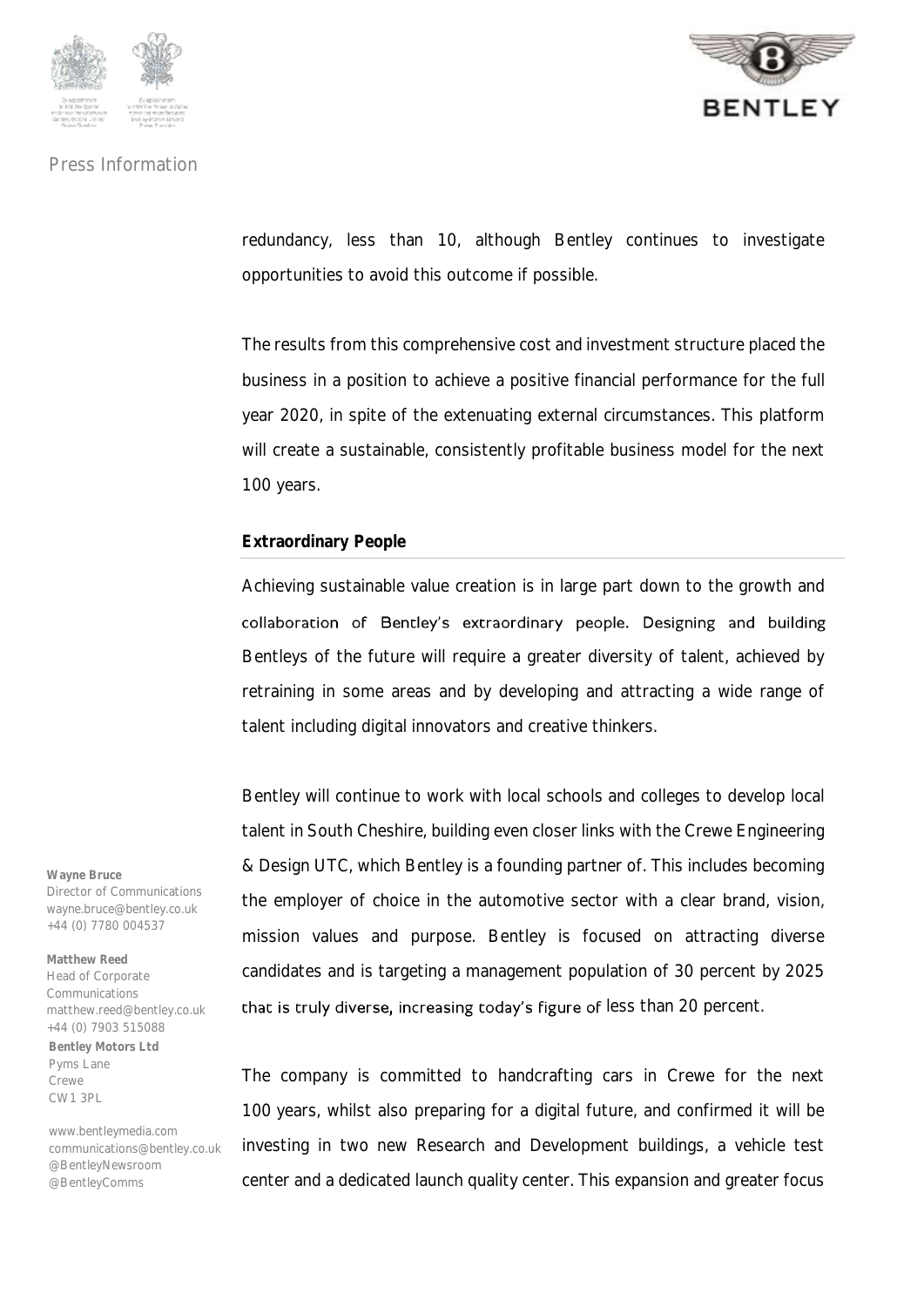redundancy, less than 10, although Bentley continues to investigate opportunities to avoid this outcome if possible.

The results from this comprehensive cost and investment structure placed the business in a position to achieve a positive financial performance for the full year 2020, in spite of the extenuating external circumstances. This platform will create a sustainable, consistently profitable business model for the next 100 years.

**Extraordinary People**

Achieving sustainable value creation is in large part down to the growth and collaboration of Bentley's extraordinary people. Designing and building Bentleys of the future will require a greater diversity of talent, achieved by retraining in some areas and by developing and attracting a wide range of talent including digital innovators and creative thinkers.

Bentley will continue to work with local schools and colleges to develop local talent in South Cheshire, building even closer links with the Crewe Engineering & Design UTC, which Bentley is a founding partner of. This includes becoming the employer of choice in the automotive sector with a clear brand, vision, mission values and purpose. Bentley is focused on attracting diverse candidates and is targeting a management population of 30 percent by 2025 that is truly diverse, increasing today's figure of less than 20 percent.

The company is committed to handcrafting cars in Crewe for the next 100 years, whilst also preparing for a digital future, and confirmed it will be investing in two new Research and Development buildings, a vehicle test center and a dedicated launch quality center. This expansion and greater focus

**Wayne Bruce**
Director of Communications
wayne.bruce@bentley.co.uk
+44 (0) 7780 004537

**Matthew Reed**
Head of Corporate Communications
matthew.reed@bentley.co.uk
+44 (0) 7903 515088

**Bentley Motors Ltd**
Pyms Lane
Crewe
CW1 3PL

www.bentleymedia.com
communications@bentley.co.uk
@BentleyNewsroom
@BentleyComms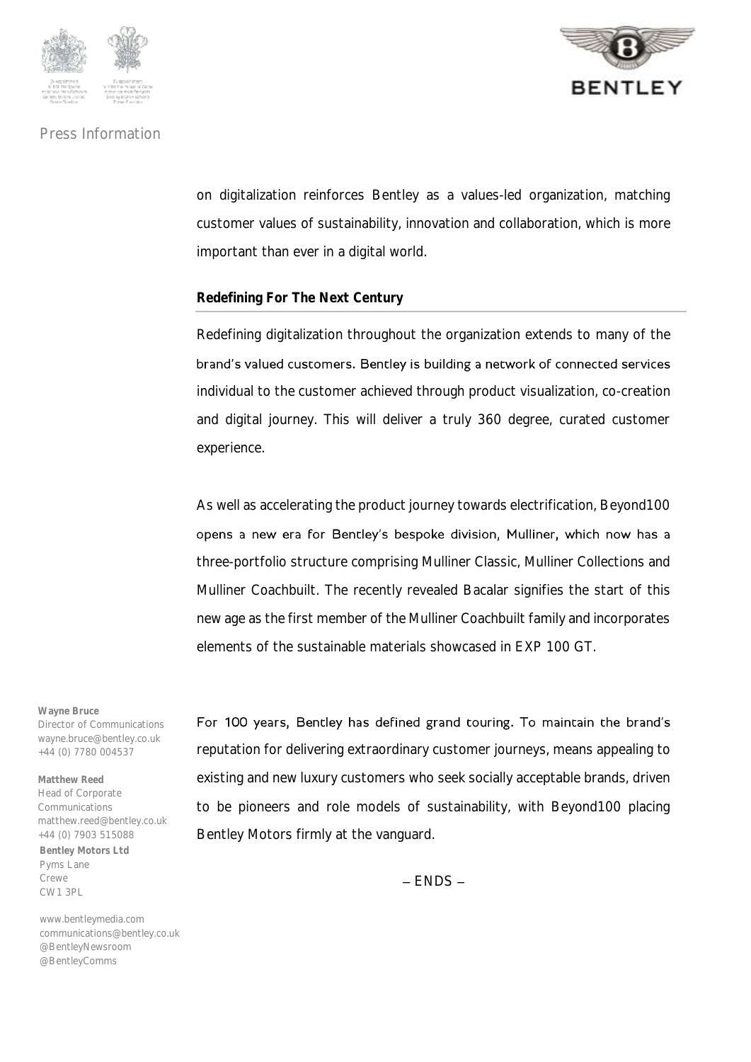on digitalization reinforces Bentley as a values-led organization, matching customer values of sustainability, innovation and collaboration, which is more important than ever in a digital world.

**Redefining For The Next Century**

Redefining digitalization throughout the organization extends to many of the brand's valued customers. Bentley is building a network of connected services individual to the customer achieved through product visualization, co-creation and digital journey. This will deliver a truly 360 degree, curated customer experience.

As well as accelerating the product journey towards electrification, Beyond100 opens a new era for Bentley's bespoke division, Mulliner, which now has a three-portfolio structure comprising Mulliner Classic, Mulliner Collections and Mulliner Coachbuilt. The recently revealed Bacalar signifies the start of this new age as the first member of the Mulliner Coachbuilt family and incorporates elements of the sustainable materials showcased in EXP 100 GT.

For 100 years, Bentley has defined grand touring. To maintain the brand's reputation for delivering extraordinary customer journeys, means appealing to existing and new luxury customers who seek socially acceptable brands, driven to be pioneers and role models of sustainability, with Beyond100 placing Bentley Motors firmly at the vanguard.

– ENDS –

**Wayne Bruce**
Director of Communications
wayne.bruce@bentley.co.uk
+44 (0) 7780 004537

**Matthew Reed**
Head of Corporate Communications
matthew.reed@bentley.co.uk
+44 (0) 7903 515088

**Bentley Motors Ltd**
Pyms Lane
Crewe
CW1 3PL

www.bentleymedia.com
communications@bentley.co.uk
@BentleyNewsroom
@BentleyComms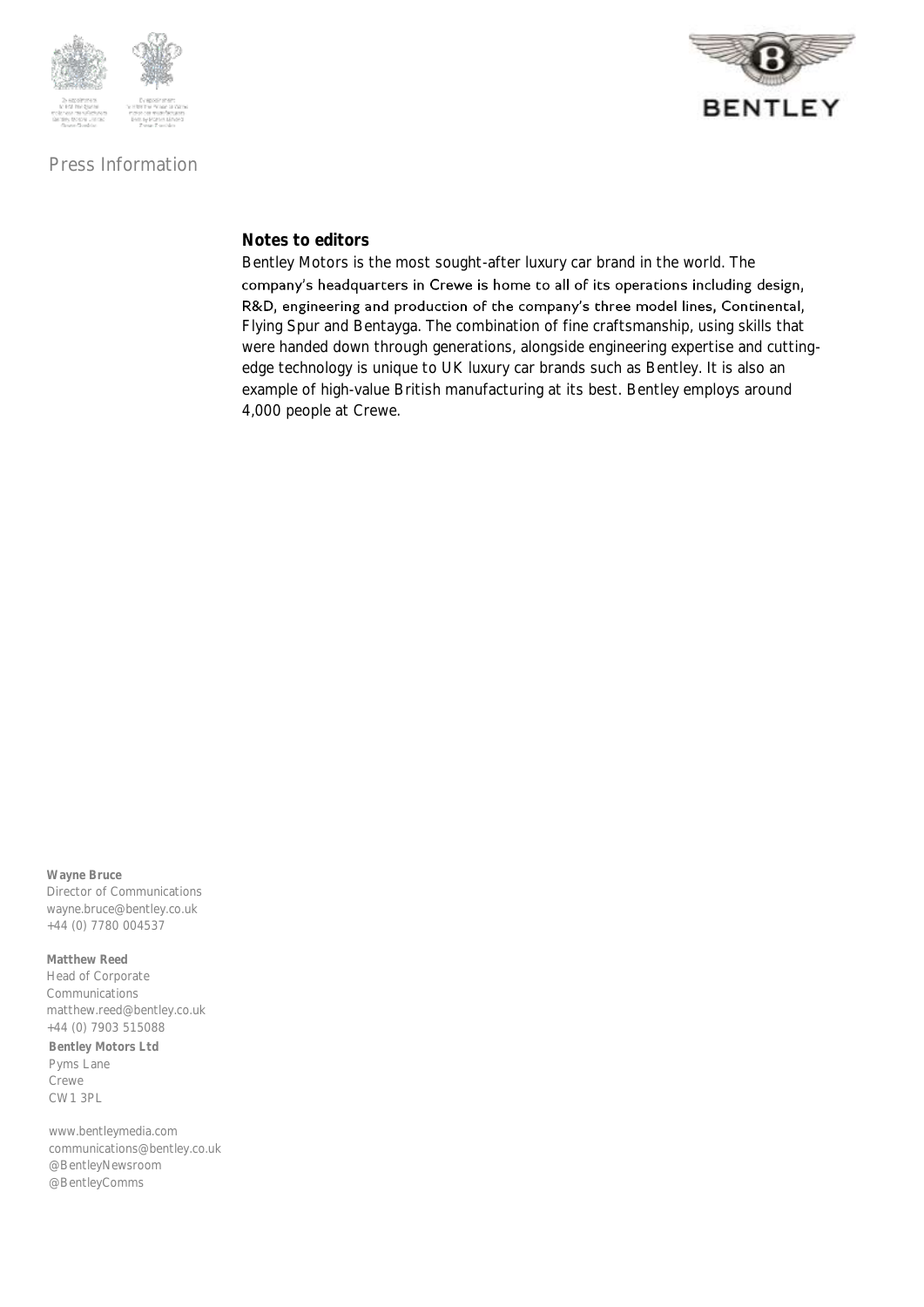Press Information

## Notes to editors

Bentley Motors is the most sought-after luxury car brand in the world. The company's headquarters in Crewe is home to all of its operations including design, R&D, engineering and production of the company's three model lines, Continental, Flying Spur and Bentayga. The combination of fine craftsmanship, using skills that were handed down through generations, alongside engineering expertise and cutting-edge technology is unique to UK luxury car brands such as Bentley. It is also an example of high-value British manufacturing at its best. Bentley employs around 4,000 people at Crewe.

**Wayne Bruce**
Director of Communications
wayne.bruce@bentley.co.uk
+44 (0) 7780 004537

**Matthew Reed**
Head of Corporate Communications
matthew.reed@bentley.co.uk
+44 (0) 7903 515088

**Bentley Motors Ltd**
Pyms Lane
Crewe
CW1 3PL

www.bentleymedia.com
communications@bentley.co.uk
@BentleyNewsroom
@BentleyComms